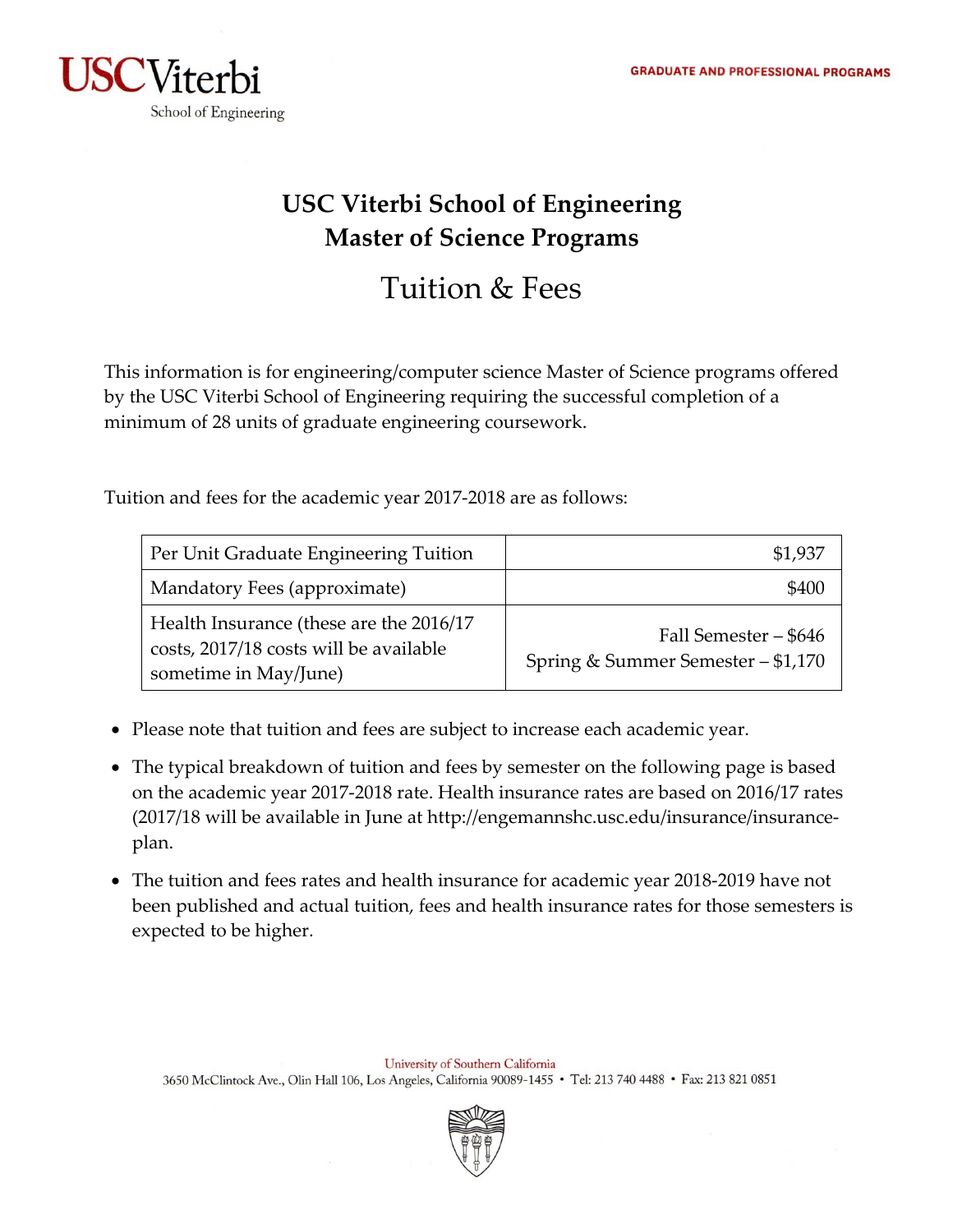# USC Viterbi School of Engineering
# Master of Science Programs

## Tuition & Fees

This information is for engineering/computer science Master of Science programs offered by the USC Viterbi School of Engineering requiring the successful completion of a minimum of 28 units of graduate engineering coursework.

Tuition and fees for the academic year 2017-2018 are as follows:

| Item | Cost |
|---|---|
| Per Unit Graduate Engineering Tuition | $1,937 |
| Mandatory Fees (approximate) | $400 |
| Health Insurance (these are the 2016/17 costs, 2017/18 costs will be available sometime in May/June) | Fall Semester – $646<br>Spring & Summer Semester – $1,170 |

- Please note that tuition and fees are subject to increase each academic year.
- The typical breakdown of tuition and fees by semester on the following page is based on the academic year 2017-2018 rate. Health insurance rates are based on 2016/17 rates (2017/18 will be available in June at http://engemannshc.usc.edu/insurance/insurance-plan.
- The tuition and fees rates and health insurance for academic year 2018-2019 have not been published and actual tuition, fees and health insurance rates for those semesters is expected to be higher.

University of Southern California
3650 McClintock Ave., Olin Hall 106, Los Angeles, California 90089-1455 • Tel: 213 740 4488 • Fax: 213 821 0851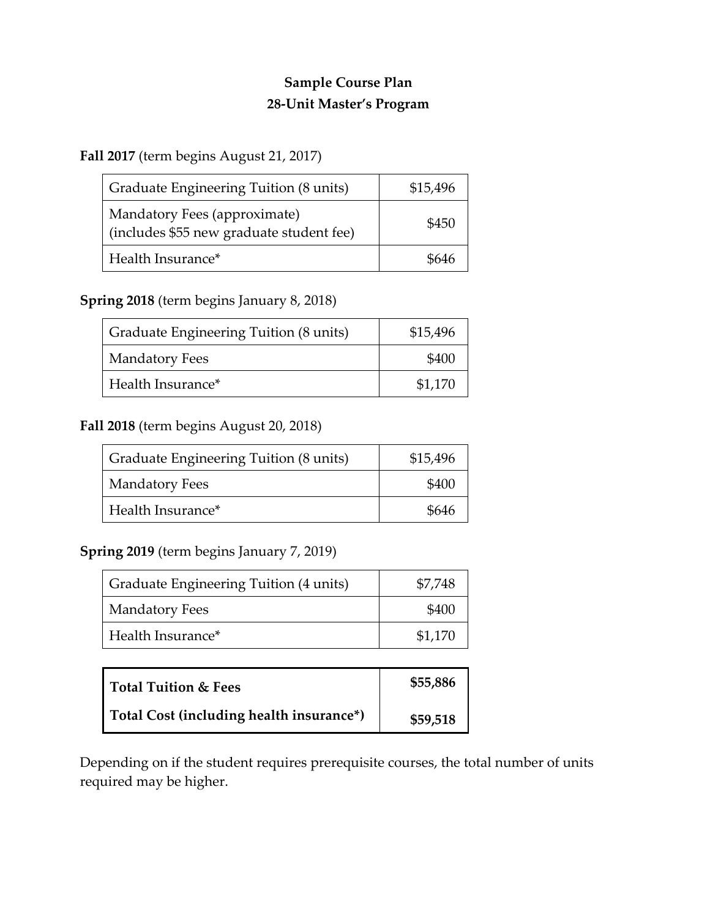# Sample Course Plan
## 28-Unit Master's Program

**Fall 2017** (term begins August 21, 2017)

| | |
|---|---|
| Graduate Engineering Tuition (8 units) | $15,496 |
| Mandatory Fees (approximate)<br>(includes $55 new graduate student fee) | $450 |
| Health Insurance* | $646 |

**Spring 2018** (term begins January 8, 2018)

| | |
|---|---|
| Graduate Engineering Tuition (8 units) | $15,496 |
| Mandatory Fees | $400 |
| Health Insurance* | $1,170 |

**Fall 2018** (term begins August 20, 2018)

| | |
|---|---|
| Graduate Engineering Tuition (8 units) | $15,496 |
| Mandatory Fees | $400 |
| Health Insurance* | $646 |

**Spring 2019** (term begins January 7, 2019)

| | |
|---|---|
| Graduate Engineering Tuition (4 units) | $7,748 |
| Mandatory Fees | $400 |
| Health Insurance* | $1,170 |

| | |
|---|---|
| **Total Tuition & Fees** | **$55,886** |
| **Total Cost (including health insurance*)** | **$59,518** |

Depending on if the student requires prerequisite courses, the total number of units required may be higher.